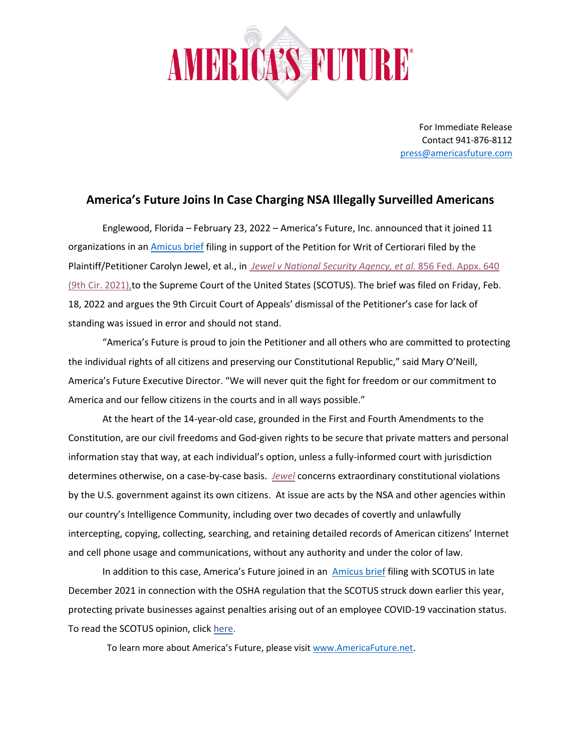AMERICA'S FUTURE®

For Immediate Release
Contact 941-876-8112
press@americasfuture.com

## America's Future Joins In Case Charging NSA Illegally Surveilled Americans

Englewood, Florida – February 23, 2022 – America's Future, Inc. announced that it joined 11 organizations in an Amicus brief filing in support of the Petition for Writ of Certiorari filed by the Plaintiff/Petitioner Carolyn Jewel, et al., in *Jewel v National Security Agency, et al.* 856 Fed. Appx. 640 (9th Cir. 2021), to the Supreme Court of the United States (SCOTUS). The brief was filed on Friday, Feb. 18, 2022 and argues the 9th Circuit Court of Appeals' dismissal of the Petitioner's case for lack of standing was issued in error and should not stand.

"America's Future is proud to join the Petitioner and all others who are committed to protecting the individual rights of all citizens and preserving our Constitutional Republic," said Mary O'Neill, America's Future Executive Director. "We will never quit the fight for freedom or our commitment to America and our fellow citizens in the courts and in all ways possible."

At the heart of the 14-year-old case, grounded in the First and Fourth Amendments to the Constitution, are our civil freedoms and God-given rights to be secure that private matters and personal information stay that way, at each individual's option, unless a fully-informed court with jurisdiction determines otherwise, on a case-by-case basis. *Jewel* concerns extraordinary constitutional violations by the U.S. government against its own citizens. At issue are acts by the NSA and other agencies within our country's Intelligence Community, including over two decades of covertly and unlawfully intercepting, copying, collecting, searching, and retaining detailed records of American citizens' Internet and cell phone usage and communications, without any authority and under the color of law.

In addition to this case, America's Future joined in an Amicus brief filing with SCOTUS in late December 2021 in connection with the OSHA regulation that the SCOTUS struck down earlier this year, protecting private businesses against penalties arising out of an employee COVID-19 vaccination status. To read the SCOTUS opinion, click here.

To learn more about America's Future, please visit www.AmericaFuture.net.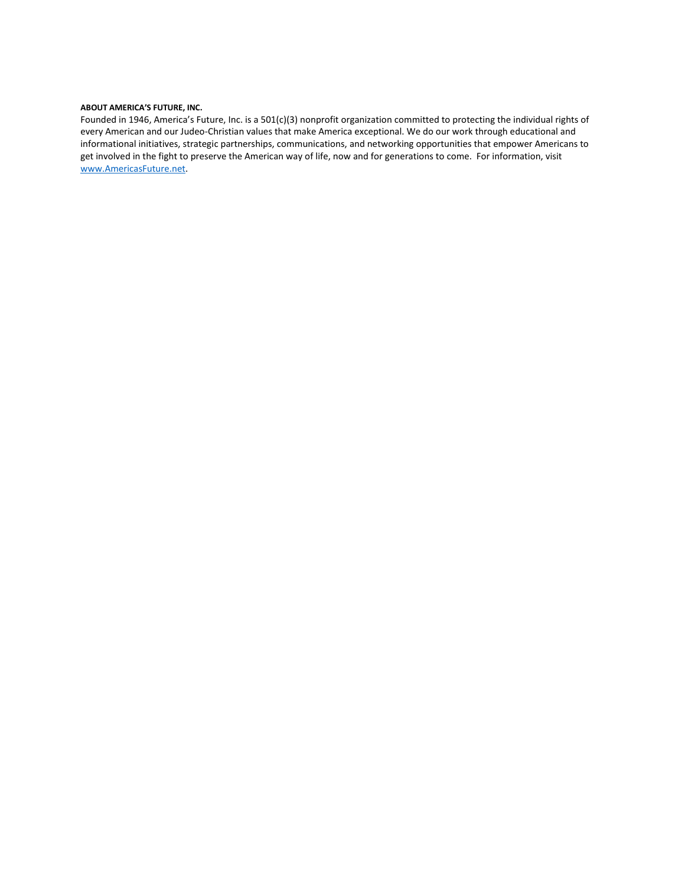**ABOUT AMERICA'S FUTURE, INC.**

Founded in 1946, America's Future, Inc. is a 501(c)(3) nonprofit organization committed to protecting the individual rights of every American and our Judeo-Christian values that make America exceptional. We do our work through educational and informational initiatives, strategic partnerships, communications, and networking opportunities that empower Americans to get involved in the fight to preserve the American way of life, now and for generations to come. For information, visit [www.AmericasFuture.net](http://www.AmericasFuture.net).